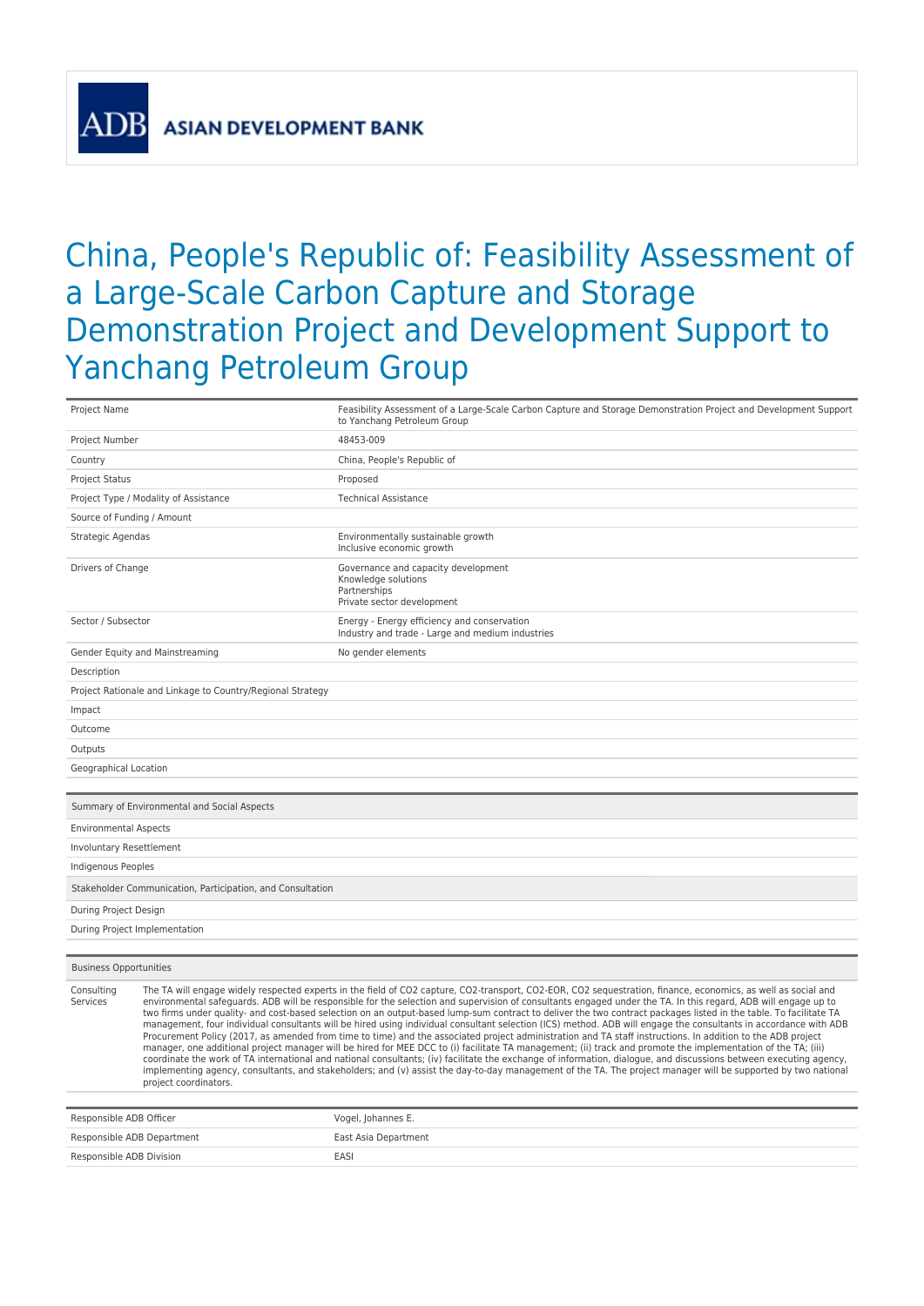ASIAN DEVELOPMENT BANK

# China, People's Republic of: Feasibility Assessment of a Large-Scale Carbon Capture and Storage Demonstration Project and Development Support to Yanchang Petroleum Group

| | |
|---|---|
| Project Name | Feasibility Assessment of a Large-Scale Carbon Capture and Storage Demonstration Project and Development Support to Yanchang Petroleum Group |
| Project Number | 48453-009 |
| Country | China, People's Republic of |
| Project Status | Proposed |
| Project Type / Modality of Assistance | Technical Assistance |
| Source of Funding / Amount | |
| Strategic Agendas | Environmentally sustainable growth<br>Inclusive economic growth |
| Drivers of Change | Governance and capacity development<br>Knowledge solutions<br>Partnerships<br>Private sector development |
| Sector / Subsector | Energy - Energy efficiency and conservation<br>Industry and trade - Large and medium industries |
| Gender Equity and Mainstreaming | No gender elements |
| Description | |
| Project Rationale and Linkage to Country/Regional Strategy | |
| Impact | |
| Outcome | |
| Outputs | |
| Geographical Location | |

| Summary of Environmental and Social Aspects |
|---|
| Environmental Aspects |
| Involuntary Resettlement |
| Indigenous Peoples |

| Stakeholder Communication, Participation, and Consultation |
|---|
| During Project Design |
| During Project Implementation |

| Business Opportunities | |
|---|---|
| Consulting Services | The TA will engage widely respected experts in the field of $CO_2$ capture, $CO_2$-transport, $CO_2$-EOR, $CO_2$ sequestration, finance, economics, as well as social and environmental safeguards. ADB will be responsible for the selection and supervision of consultants engaged under the TA. In this regard, ADB will engage up to two firms under quality- and cost-based selection on an output-based lump-sum contract to deliver the two contract packages listed in the table. To facilitate TA management, four individual consultants will be hired using individual consultant selection (ICS) method. ADB will engage the consultants in accordance with ADB Procurement Policy (2017, as amended from time to time) and the associated project administration and TA staff instructions. In addition to the ADB project manager, one additional project manager will be hired for MEE DCC to (i) facilitate TA management; (ii) track and promote the implementation of the TA; (iii) coordinate the work of TA international and national consultants; (iv) facilitate the exchange of information, dialogue, and discussions between executing agency, implementing agency, consultants, and stakeholders; and (v) assist the day-to-day management of the TA. The project manager will be supported by two national project coordinators. |

| | |
|---|---|
| Responsible ADB Officer | Vogel, Johannes E. |
| Responsible ADB Department | East Asia Department |
| Responsible ADB Division | EASI |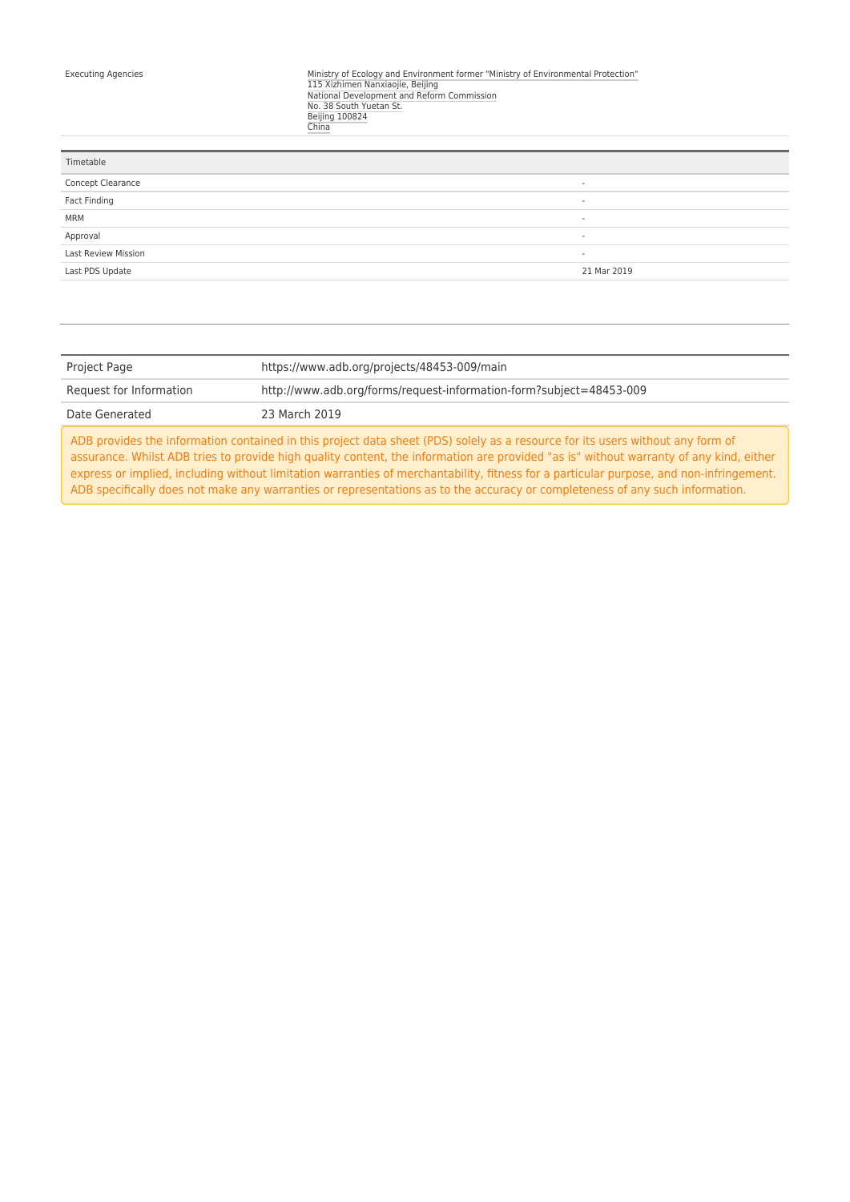| | |
|---|---|
| Executing Agencies | Ministry of Ecology and Environment former "Ministry of Environmental Protection"<br>115 Xizhimen Nanxiaojie, Beijing<br>National Development and Reform Commission<br>No. 38 South Yuetan St.<br>Beijing 100824<br>China |

| Timetable | |
|---|---|
| Concept Clearance | - |
| Fact Finding | - |
| MRM | - |
| Approval | - |
| Last Review Mission | - |
| Last PDS Update | 21 Mar 2019 |

| | |
|---|---|
| Project Page | https://www.adb.org/projects/48453-009/main |
| Request for Information | http://www.adb.org/forms/request-information-form?subject=48453-009 |
| Date Generated | 23 March 2019 |

ADB provides the information contained in this project data sheet (PDS) solely as a resource for its users without any form of assurance. Whilst ADB tries to provide high quality content, the information are provided "as is" without warranty of any kind, either express or implied, including without limitation warranties of merchantability, fitness for a particular purpose, and non-infringement. ADB specifically does not make any warranties or representations as to the accuracy or completeness of any such information.